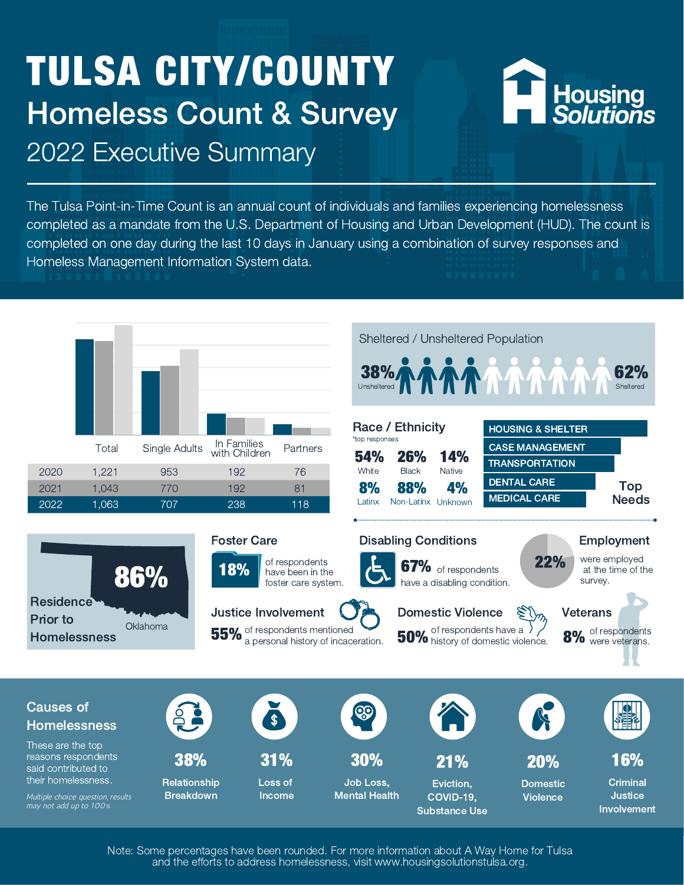# TULSA CITY/COUNTY

## Homeless Count & Survey

## 2022 Executive Summary

Housing Solutions

The Tulsa Point-in-Time Count is an annual count of individuals and families experiencing homelessness completed as a mandate from the U.S. Department of Housing and Urban Development (HUD). The count is completed on one day during the last 10 days in January using a combination of survey responses and Homeless Management Information System data.

| | Total | Single Adults | In Families with Children | Partners |
|---|---|---|---|---|
| 2020 | 1,221 | 953 | 192 | 76 |
| 2021 | 1,043 | 770 | 192 | 81 |
| 2022 | 1,063 | 707 | 238 | 118 |

### Sheltered / Unsheltered Population

**38%** Unsheltered

**62%** Sheltered

### Race / Ethnicity

*top responses

| **54%** | **26%** | **14%** |
|---|---|---|
| White | Black | Native |
| **8%** | **88%** | **4%** |
| Latinx | Non-Latinx | Unknown |

### Top Needs

- HOUSING & SHELTER
- CASE MANAGEMENT
- TRANSPORTATION
- DENTAL CARE
- MEDICAL CARE

### Residence Prior to Homelessness

**86%** Oklahoma

### Foster Care

**18%** of respondents have been in the foster care system.

### Disabling Conditions

**67%** of respondents have a disabling condition.

### Employment

**22%** were employed at the time of the survey.

### Justice Involvement

**55%** of respondents mentioned a personal history of incaceration.

### Domestic Violence

**50%** of respondents have a history of domestic violence.

### Veterans

**8%** of respondents were veterans.

## Causes of Homelessness

These are the top reasons respondents said contributed to their homelessness.

*Multiple choice question, results may not add up to 100%*

- **38%** Relationship Breakdown
- **31%** Loss of Income
- **30%** Job Loss, Mental Health
- **21%** Eviction, COVID-19, Substance Use
- **20%** Domestic Violence
- **16%** Criminal Justice Involvement

Note: Some percentages have been rounded. For more information about A Way Home for Tulsa and the efforts to address homelessness, visit www.housingsolutionstulsa.org.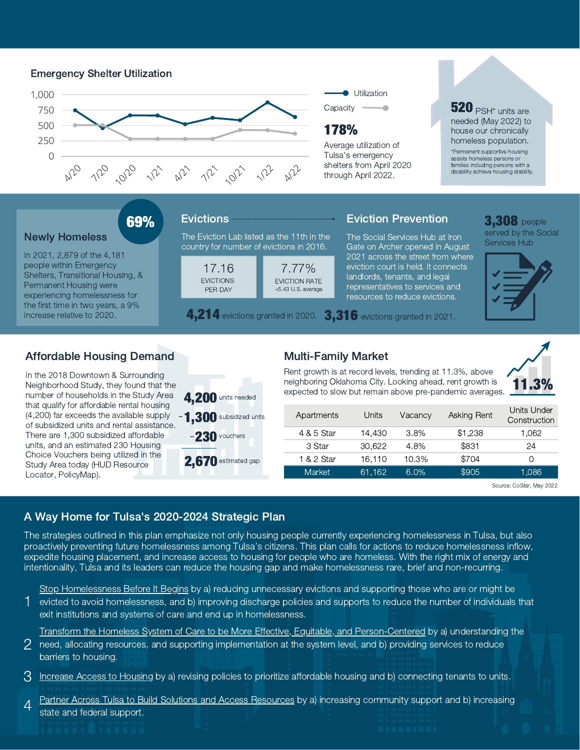## Emergency Shelter Utilization

1,000
750
500
250
0

4/20 7/20 10/20 1/21 4/21 7/21 10/21 1/22 4/22

Utilization
Capacity

**178%**

Average utilization of Tulsa's emergency shelters from April 2020 through April 2022.

**520** PSH* units are needed (May 2022) to house our chronically homeless population.

*Permanent supportive housing assists homeless persons or families including persons with a disability achieve housing stability.

## Newly Homeless

**69%**

In 2021, 2,879 of the 4,181 people within Emergency Shelters, Transitional Housing, & Permanent Housing were experiencing homelessness for the first time in two years, a 9% increase relative to 2020.

## Evictions

The Eviction Lab listed as the 11th in the country for number of evictions in 2016.

17.16
EVICTIONS PER DAY

7.77%
EVICTION RATE
+5.43 U.S. average

**4,214** evictions granted in 2020. **3,316** evictions granted in 2021.

## Eviction Prevention

The Social Services Hub at Iron Gate on Archer opened in August 2021 across the street from where eviction court is held. It connects landlords, tenants, and legal representatives to services and resources to reduce evictions.

**3,308** people served by the Social Services Hub

## Affordable Housing Demand

In the 2018 Downtown & Surrounding Neighborhood Study, they found that the number of households in the Study Area that qualify for affordable rental housing (4,200) far exceeds the available supply of subsidized units and rental assistance. There are 1,300 subsidized affordable units, and an estimated 230 Housing Choice Vouchers being utilized in the Study Area today (HUD Resource Locator, PolicyMap).

**4,200** units needed
**-1,300** subsidized units
**-230** vouchers
**2,670** estimated gap

## Multi-Family Market

Rent growth is at record levels, trending at 11.3%, above neighboring Oklahoma City. Looking ahead, rent growth is expected to slow but remain above pre-pandemic averages.

**11.3%**

| Apartments | Units | Vacancy | Asking Rent | Units Under Construction |
|---|---|---|---|---|
| 4 & 5 Star | 14,430 | 3.8% | $1,238 | 1,062 |
| 3 Star | 30,622 | 4.8% | $831 | 24 |
| 1 & 2 Star | 16,110 | 10.3% | $704 | 0 |
| Market | 61,162 | 6.0% | $905 | 1,086 |

Source: CoStar, May 2022

## A Way Home for Tulsa's 2020-2024 Strategic Plan

The strategies outlined in this plan emphasize not only housing people currently experiencing homelessness in Tulsa, but also proactively preventing future homelessness among Tulsa's citizens. This plan calls for actions to reduce homelessness inflow, expedite housing placement, and increase access to housing for people who are homeless. With the right mix of energy and intentionality, Tulsa and its leaders can reduce the housing gap and make homelessness rare, brief and non-recurring.

1. Stop Homelessness Before It Begins by a) reducing unnecessary evictions and supporting those who are or might be evicted to avoid homelessness, and b) improving discharge policies and supports to reduce the number of individuals that exit institutions and systems of care and end up in homelessness.
2. Transform the Homeless System of Care to be More Effective, Equitable, and Person-Centered by a) understanding the need, allocating resources, and supporting implementation at the system level, and b) providing services to reduce barriers to housing.
3. Increase Access to Housing by a) revising policies to prioritize affordable housing and b) connecting tenants to units.
4. Partner Across Tulsa to Build Solutions and Access Resources by a) increasing community support and b) increasing state and federal support.